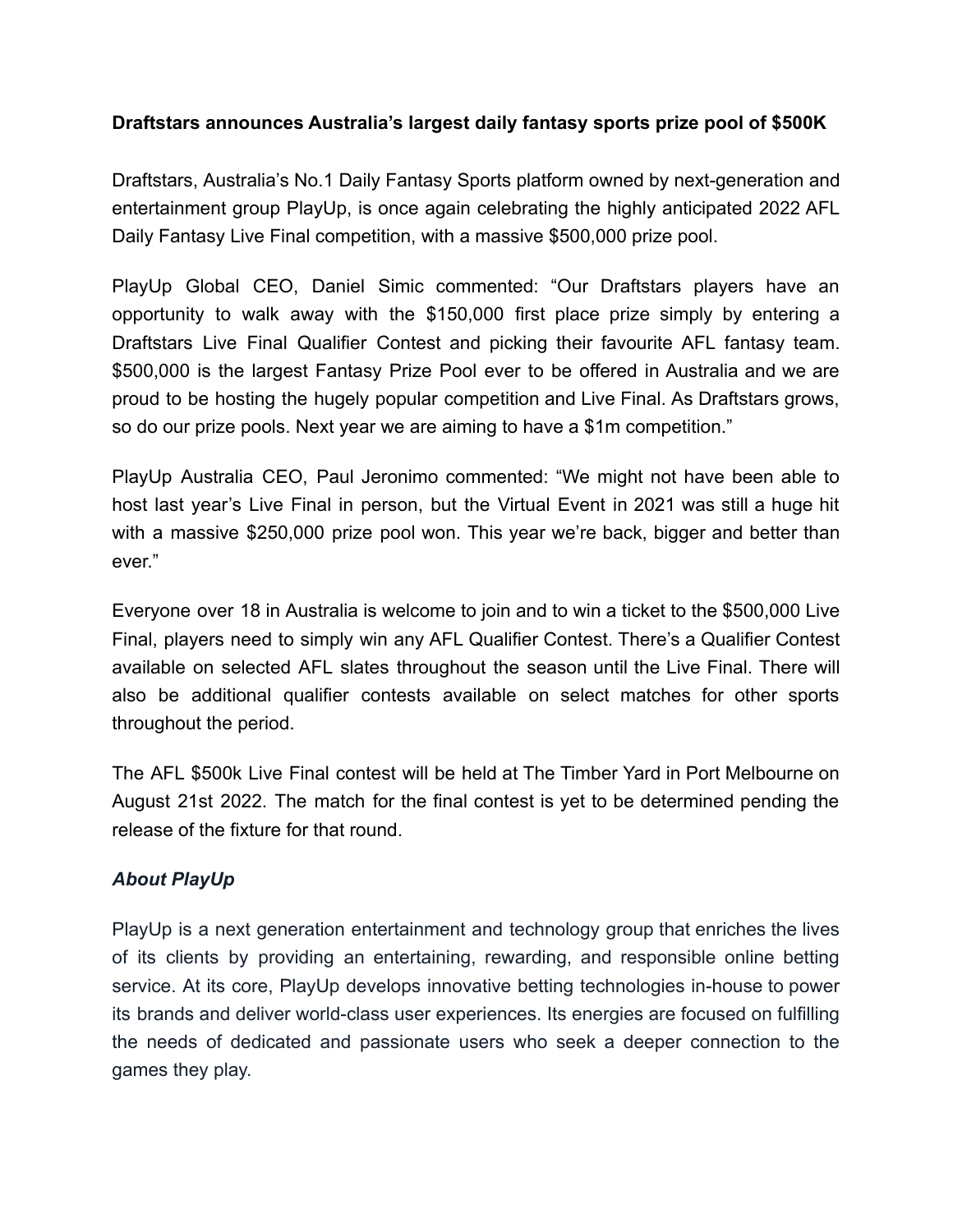**Draftstars announces Australia's largest daily fantasy sports prize pool of $500K**

Draftstars, Australia's No.1 Daily Fantasy Sports platform owned by next-generation and entertainment group PlayUp, is once again celebrating the highly anticipated 2022 AFL Daily Fantasy Live Final competition, with a massive $500,000 prize pool.

PlayUp Global CEO, Daniel Simic commented: "Our Draftstars players have an opportunity to walk away with the $150,000 first place prize simply by entering a Draftstars Live Final Qualifier Contest and picking their favourite AFL fantasy team. $500,000 is the largest Fantasy Prize Pool ever to be offered in Australia and we are proud to be hosting the hugely popular competition and Live Final. As Draftstars grows, so do our prize pools. Next year we are aiming to have a $1m competition."

PlayUp Australia CEO, Paul Jeronimo commented: "We might not have been able to host last year's Live Final in person, but the Virtual Event in 2021 was still a huge hit with a massive $250,000 prize pool won. This year we're back, bigger and better than ever."

Everyone over 18 in Australia is welcome to join and to win a ticket to the $500,000 Live Final, players need to simply win any AFL Qualifier Contest. There's a Qualifier Contest available on selected AFL slates throughout the season until the Live Final. There will also be additional qualifier contests available on select matches for other sports throughout the period.

The AFL $500k Live Final contest will be held at The Timber Yard in Port Melbourne on August 21st 2022. The match for the final contest is yet to be determined pending the release of the fixture for that round.

***About PlayUp***

PlayUp is a next generation entertainment and technology group that enriches the lives of its clients by providing an entertaining, rewarding, and responsible online betting service. At its core, PlayUp develops innovative betting technologies in-house to power its brands and deliver world-class user experiences. Its energies are focused on fulfilling the needs of dedicated and passionate users who seek a deeper connection to the games they play.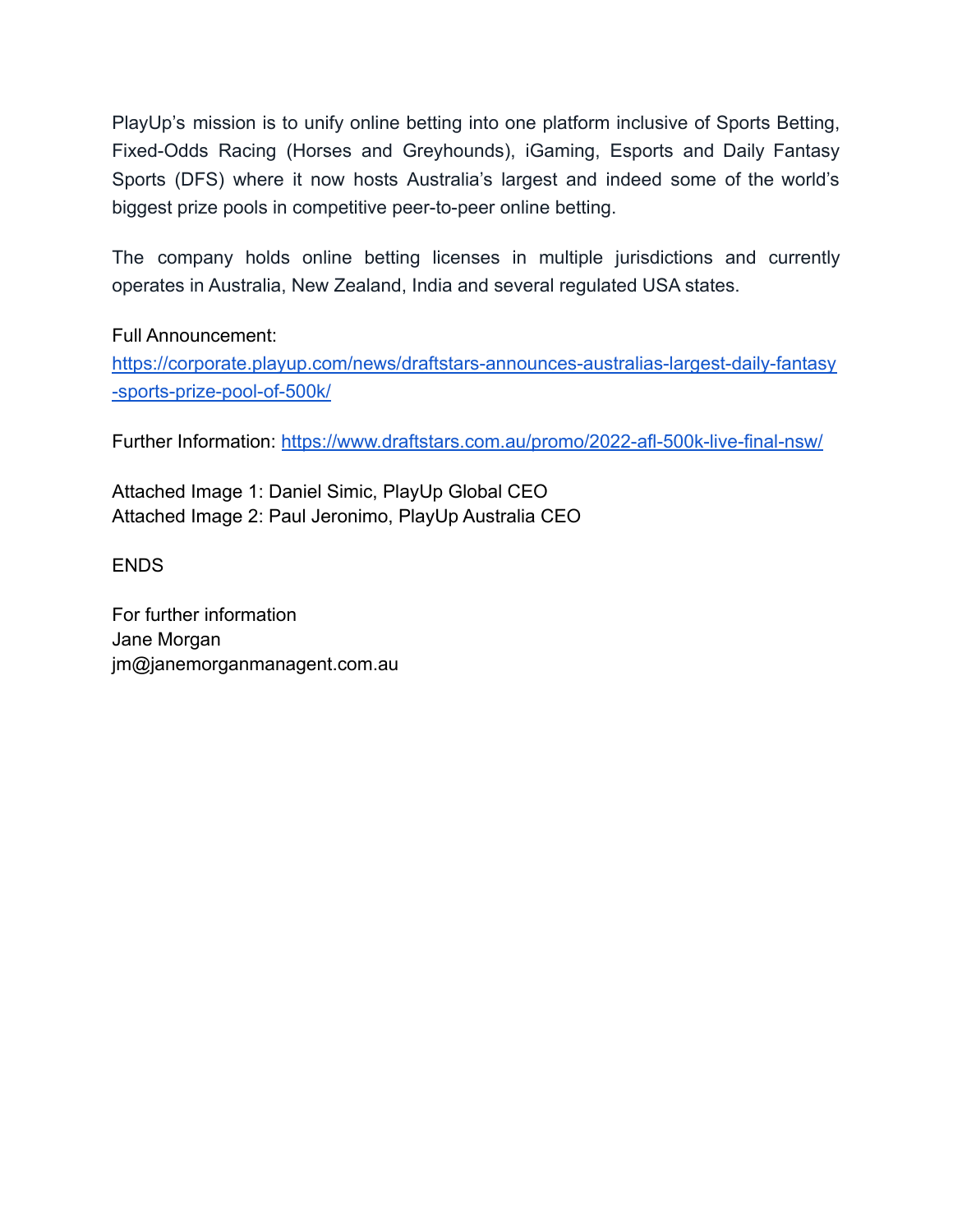PlayUp's mission is to unify online betting into one platform inclusive of Sports Betting, Fixed-Odds Racing (Horses and Greyhounds), iGaming, Esports and Daily Fantasy Sports (DFS) where it now hosts Australia's largest and indeed some of the world's biggest prize pools in competitive peer-to-peer online betting.

The company holds online betting licenses in multiple jurisdictions and currently operates in Australia, New Zealand, India and several regulated USA states.

Full Announcement:
[https://corporate.playup.com/news/draftstars-announces-australias-largest-daily-fantasy-sports-prize-pool-of-500k/](https://corporate.playup.com/news/draftstars-announces-australias-largest-daily-fantasy-sports-prize-pool-of-500k/)

Further Information: [https://www.draftstars.com.au/promo/2022-afl-500k-live-final-nsw/](https://www.draftstars.com.au/promo/2022-afl-500k-live-final-nsw/)

Attached Image 1: Daniel Simic, PlayUp Global CEO
Attached Image 2: Paul Jeronimo, PlayUp Australia CEO

ENDS

For further information
Jane Morgan
jm@janemorganmanagent.com.au